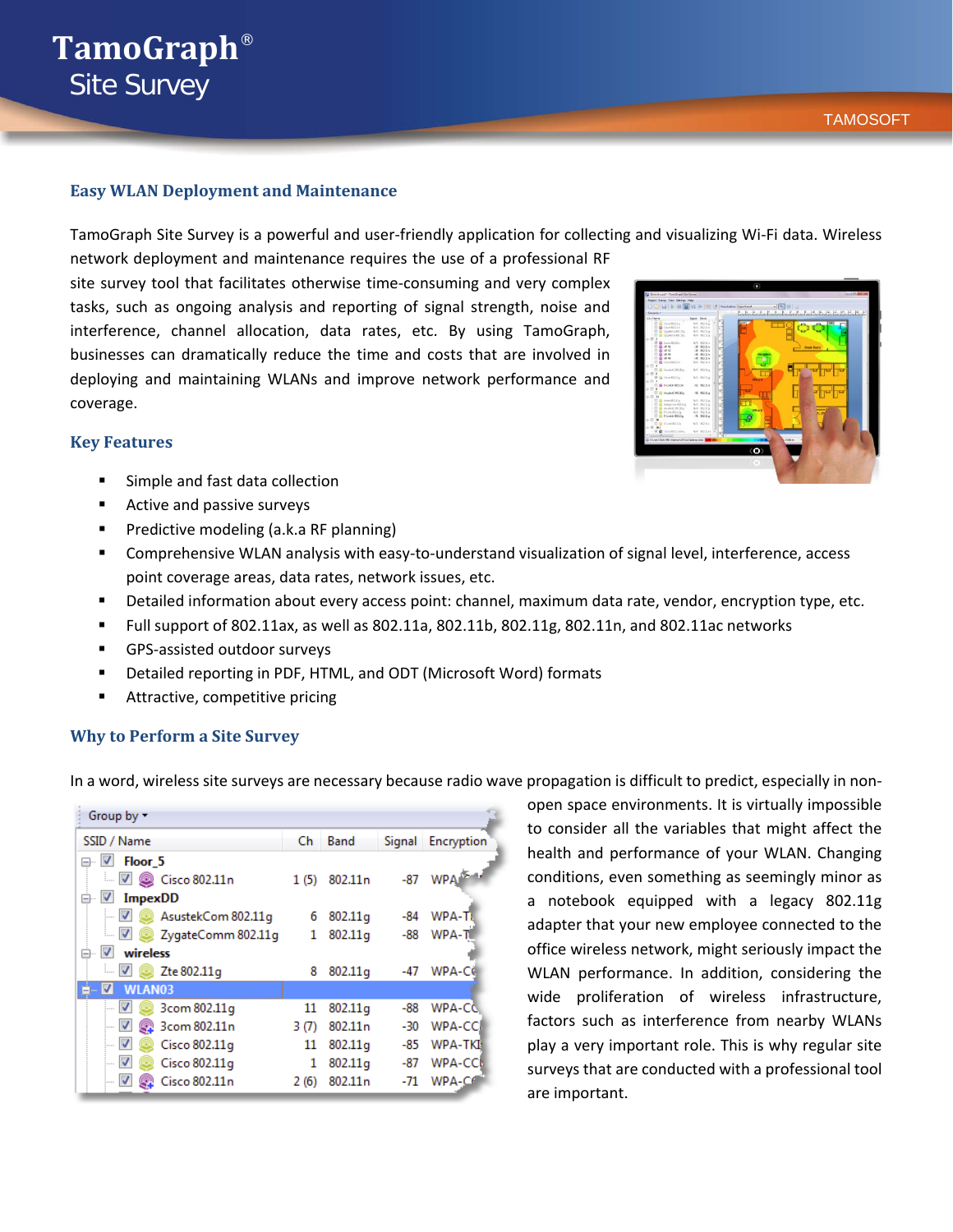# TamoGraph®
## Site Survey

TAMOSOFT

### Easy WLAN Deployment and Maintenance

TamoGraph Site Survey is a powerful and user-friendly application for collecting and visualizing Wi-Fi data. Wireless network deployment and maintenance requires the use of a professional RF site survey tool that facilitates otherwise time-consuming and very complex tasks, such as ongoing analysis and reporting of signal strength, noise and interference, channel allocation, data rates, etc. By using TamoGraph, businesses can dramatically reduce the time and costs that are involved in deploying and maintaining WLANs and improve network performance and coverage.

### Key Features

- Simple and fast data collection
- Active and passive surveys
- Predictive modeling (a.k.a RF planning)
- Comprehensive WLAN analysis with easy-to-understand visualization of signal level, interference, access point coverage areas, data rates, network issues, etc.
- Detailed information about every access point: channel, maximum data rate, vendor, encryption type, etc.
- Full support of 802.11ax, as well as 802.11a, 802.11b, 802.11g, 802.11n, and 802.11ac networks
- GPS-assisted outdoor surveys
- Detailed reporting in PDF, HTML, and ODT (Microsoft Word) formats
- Attractive, competitive pricing

### Why to Perform a Site Survey

In a word, wireless site surveys are necessary because radio wave propagation is difficult to predict, especially in non-open space environments. It is virtually impossible to consider all the variables that might affect the health and performance of your WLAN. Changing conditions, even something as seemingly minor as a notebook equipped with a legacy 802.11g adapter that your new employee connected to the office wireless network, might seriously impact the WLAN performance. In addition, considering the wide proliferation of wireless infrastructure, factors such as interference from nearby WLANs play a very important role. This is why regular site surveys that are conducted with a professional tool are important.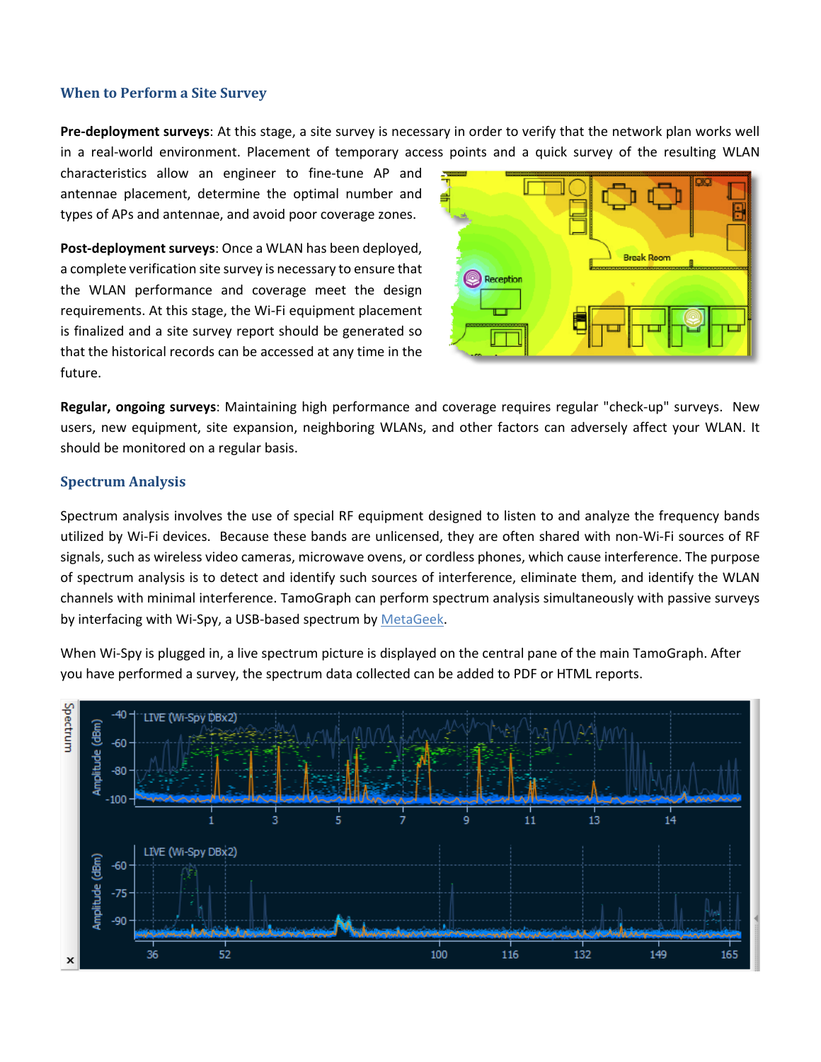### When to Perform a Site Survey

**Pre-deployment surveys**: At this stage, a site survey is necessary in order to verify that the network plan works well in a real-world environment. Placement of temporary access points and a quick survey of the resulting WLAN characteristics allow an engineer to fine-tune AP and antennae placement, determine the optimal number and types of APs and antennae, and avoid poor coverage zones.

**Post-deployment surveys**: Once a WLAN has been deployed, a complete verification site survey is necessary to ensure that the WLAN performance and coverage meet the design requirements. At this stage, the Wi-Fi equipment placement is finalized and a site survey report should be generated so that the historical records can be accessed at any time in the future.

**Regular, ongoing surveys**: Maintaining high performance and coverage requires regular "check-up" surveys. New users, new equipment, site expansion, neighboring WLANs, and other factors can adversely affect your WLAN. It should be monitored on a regular basis.

### Spectrum Analysis

Spectrum analysis involves the use of special RF equipment designed to listen to and analyze the frequency bands utilized by Wi-Fi devices. Because these bands are unlicensed, they are often shared with non-Wi-Fi sources of RF signals, such as wireless video cameras, microwave ovens, or cordless phones, which cause interference. The purpose of spectrum analysis is to detect and identify such sources of interference, eliminate them, and identify the WLAN channels with minimal interference. TamoGraph can perform spectrum analysis simultaneously with passive surveys by interfacing with Wi-Spy, a USB-based spectrum by MetaGeek.

When Wi-Spy is plugged in, a live spectrum picture is displayed on the central pane of the main TamoGraph. After you have performed a survey, the spectrum data collected can be added to PDF or HTML reports.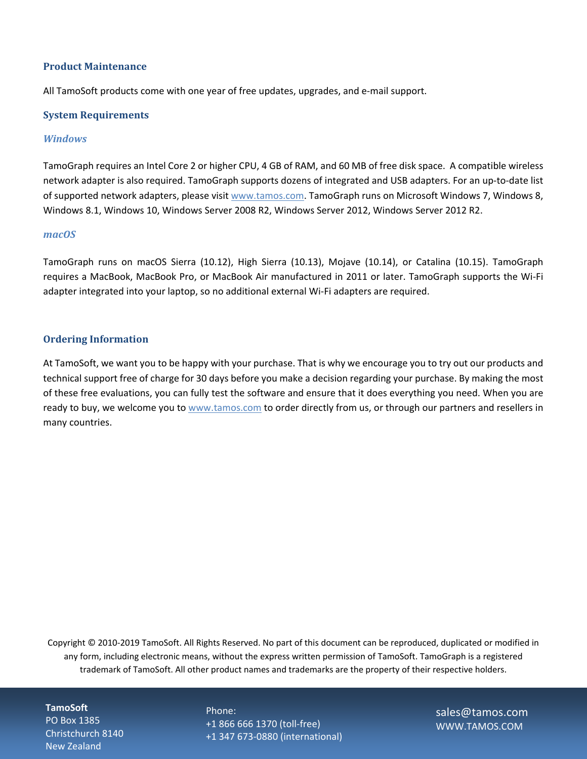## Product Maintenance

All TamoSoft products come with one year of free updates, upgrades, and e-mail support.

## System Requirements

### *Windows*

TamoGraph requires an Intel Core 2 or higher CPU, 4 GB of RAM, and 60 MB of free disk space. A compatible wireless network adapter is also required. TamoGraph supports dozens of integrated and USB adapters. For an up-to-date list of supported network adapters, please visit www.tamos.com. TamoGraph runs on Microsoft Windows 7, Windows 8, Windows 8.1, Windows 10, Windows Server 2008 R2, Windows Server 2012, Windows Server 2012 R2.

### *macOS*

TamoGraph runs on macOS Sierra (10.12), High Sierra (10.13), Mojave (10.14), or Catalina (10.15). TamoGraph requires a MacBook, MacBook Pro, or MacBook Air manufactured in 2011 or later. TamoGraph supports the Wi-Fi adapter integrated into your laptop, so no additional external Wi-Fi adapters are required.

## Ordering Information

At TamoSoft, we want you to be happy with your purchase. That is why we encourage you to try out our products and technical support free of charge for 30 days before you make a decision regarding your purchase. By making the most of these free evaluations, you can fully test the software and ensure that it does everything you need. When you are ready to buy, we welcome you to www.tamos.com to order directly from us, or through our partners and resellers in many countries.

Copyright © 2010-2019 TamoSoft. All Rights Reserved. No part of this document can be reproduced, duplicated or modified in any form, including electronic means, without the express written permission of TamoSoft. TamoGraph is a registered trademark of TamoSoft. All other product names and trademarks are the property of their respective holders.

**TamoSoft**
PO Box 1385
Christchurch 8140
New Zealand

Phone:
+1 866 666 1370 (toll-free)
+1 347 673-0880 (international)

sales@tamos.com
WWW.TAMOS.COM